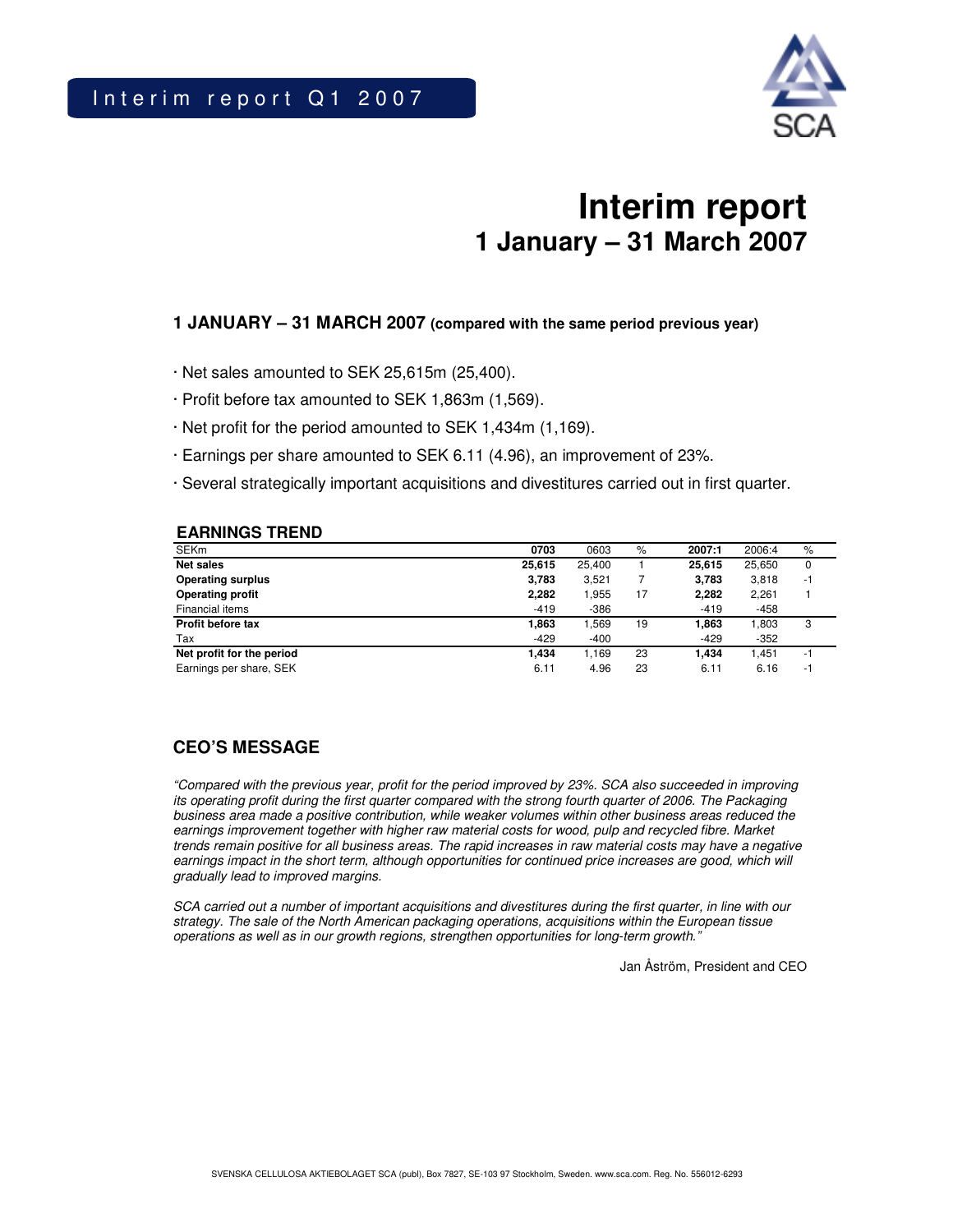Interim report Q1 2007

# Interim report
## 1 January – 31 March 2007

### 1 JANUARY – 31 MARCH 2007 (compared with the same period previous year)

- Net sales amounted to SEK 25,615m (25,400).
- Profit before tax amounted to SEK 1,863m (1,569).
- Net profit for the period amounted to SEK 1,434m (1,169).
- Earnings per share amounted to SEK 6.11 (4.96), an improvement of 23%.
- Several strategically important acquisitions and divestitures carried out in first quarter.

### EARNINGS TREND

| SEKm | 0703 | 0603 | % | 2007:1 | 2006:4 | % |
|---|---|---|---|---|---|---|
| **Net sales** | **25,615** | 25,400 | 1 | **25,615** | 25,650 | 0 |
| **Operating surplus** | **3,783** | 3,521 | 7 | **3,783** | 3,818 | -1 |
| **Operating profit** | **2,282** | 1,955 | 17 | **2,282** | 2,261 | 1 |
| Financial items | -419 | -386 | | -419 | -458 | |
| **Profit before tax** | **1,863** | 1,569 | 19 | **1,863** | 1,803 | 3 |
| Tax | -429 | -400 | | -429 | -352 | |
| **Net profit for the period** | **1,434** | 1,169 | 23 | **1,434** | 1,451 | -1 |
| Earnings per share, SEK | 6.11 | 4.96 | 23 | 6.11 | 6.16 | -1 |

### CEO'S MESSAGE

*"Compared with the previous year, profit for the period improved by 23%. SCA also succeeded in improving its operating profit during the first quarter compared with the strong fourth quarter of 2006. The Packaging business area made a positive contribution, while weaker volumes within other business areas reduced the earnings improvement together with higher raw material costs for wood, pulp and recycled fibre. Market trends remain positive for all business areas. The rapid increases in raw material costs may have a negative earnings impact in the short term, although opportunities for continued price increases are good, which will gradually lead to improved margins.*

*SCA carried out a number of important acquisitions and divestitures during the first quarter, in line with our strategy. The sale of the North American packaging operations, acquisitions within the European tissue operations as well as in our growth regions, strengthen opportunities for long-term growth."*

Jan Åström, President and CEO

SVENSKA CELLULOSA AKTIEBOLAGET SCA (publ), Box 7827, SE-103 97 Stockholm, Sweden. www.sca.com. Reg. No. 556012-6293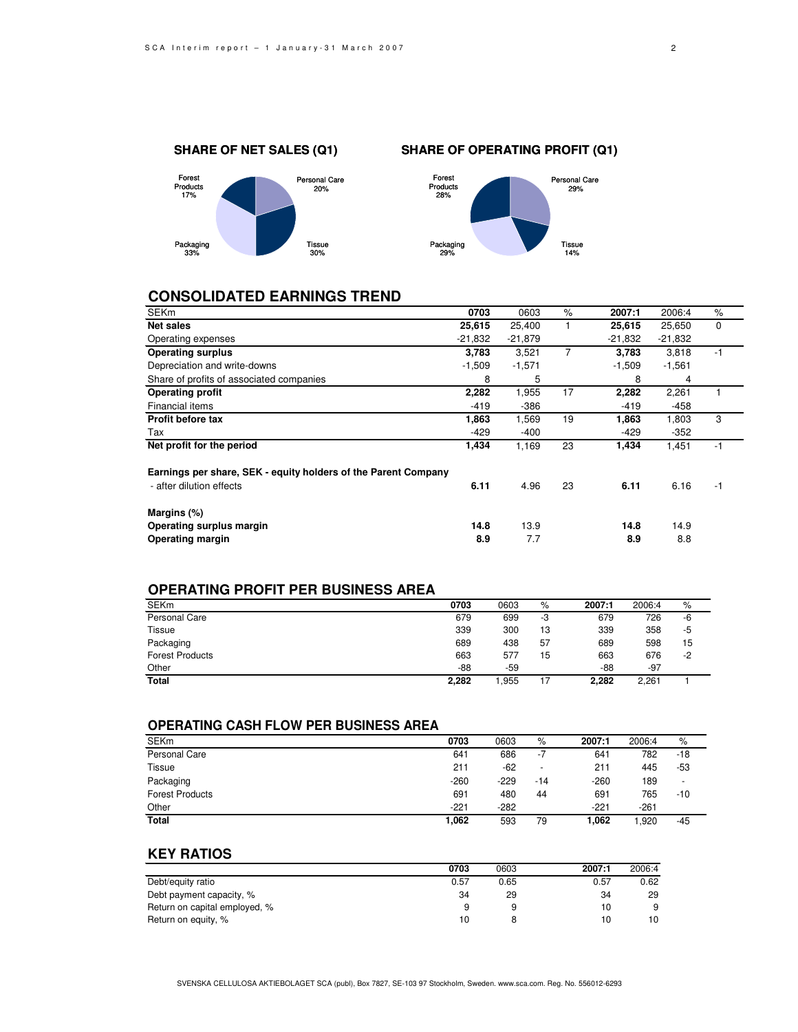## SHARE OF NET SALES (Q1)

Forest Products 17%
Personal Care 20%
Packaging 33%
Tissue 30%

## SHARE OF OPERATING PROFIT (Q1)

Forest Products 28%
Personal Care 29%
Packaging 29%
Tissue 14%

## CONSOLIDATED EARNINGS TREND

| SEKm | 0703 | 0603 | % | 2007:1 | 2006:4 | % |
|---|---|---|---|---|---|---|
| **Net sales** | **25,615** | 25,400 | 1 | **25,615** | 25,650 | 0 |
| Operating expenses | -21,832 | -21,879 | | -21,832 | -21,832 | |
| **Operating surplus** | **3,783** | 3,521 | 7 | **3,783** | 3,818 | -1 |
| Depreciation and write-downs | -1,509 | -1,571 | | -1,509 | -1,561 | |
| Share of profits of associated companies | 8 | 5 | | 8 | 4 | |
| **Operating profit** | **2,282** | 1,955 | 17 | **2,282** | 2,261 | 1 |
| Financial items | -419 | -386 | | -419 | -458 | |
| **Profit before tax** | **1,863** | 1,569 | 19 | **1,863** | 1,803 | 3 |
| Tax | -429 | -400 | | -429 | -352 | |
| **Net profit for the period** | **1,434** | 1,169 | 23 | **1,434** | 1,451 | -1 |
| | | | | | | |
| **Earnings per share, SEK - equity holders of the Parent Company** | | | | | | |
| - after dilution effects | **6.11** | 4.96 | 23 | **6.11** | 6.16 | -1 |
| | | | | | | |
| **Margins (%)** | | | | | | |
| **Operating surplus margin** | **14.8** | 13.9 | | **14.8** | 14.9 | |
| **Operating margin** | **8.9** | 7.7 | | **8.9** | 8.8 | |

## OPERATING PROFIT PER BUSINESS AREA

| SEKm | 0703 | 0603 | % | 2007:1 | 2006:4 | % |
|---|---|---|---|---|---|---|
| Personal Care | 679 | 699 | -3 | 679 | 726 | -6 |
| Tissue | 339 | 300 | 13 | 339 | 358 | -5 |
| Packaging | 689 | 438 | 57 | 689 | 598 | 15 |
| Forest Products | 663 | 577 | 15 | 663 | 676 | -2 |
| Other | -88 | -59 | | -88 | -97 | |
| **Total** | **2,282** | 1,955 | 17 | **2,282** | 2,261 | 1 |

## OPERATING CASH FLOW PER BUSINESS AREA

| SEKm | 0703 | 0603 | % | 2007:1 | 2006:4 | % |
|---|---|---|---|---|---|---|
| Personal Care | 641 | 686 | -7 | 641 | 782 | -18 |
| Tissue | 211 | -62 | - | 211 | 445 | -53 |
| Packaging | -260 | -229 | -14 | -260 | 189 | - |
| Forest Products | 691 | 480 | 44 | 691 | 765 | -10 |
| Other | -221 | -282 | | -221 | -261 | |
| **Total** | **1,062** | 593 | 79 | **1,062** | 1,920 | -45 |

## KEY RATIOS

| | 0703 | 0603 | 2007:1 | 2006:4 |
|---|---|---|---|---|
| Debt/equity ratio | 0.57 | 0.65 | 0.57 | 0.62 |
| Debt payment capacity, % | 34 | 29 | 34 | 29 |
| Return on capital employed, % | 9 | 9 | 10 | 9 |
| Return on equity, % | 10 | 8 | 10 | 10 |

SVENSKA CELLULOSA AKTIEBOLAGET SCA (publ), Box 7827, SE-103 97 Stockholm, Sweden. www.sca.com. Reg. No. 556012-6293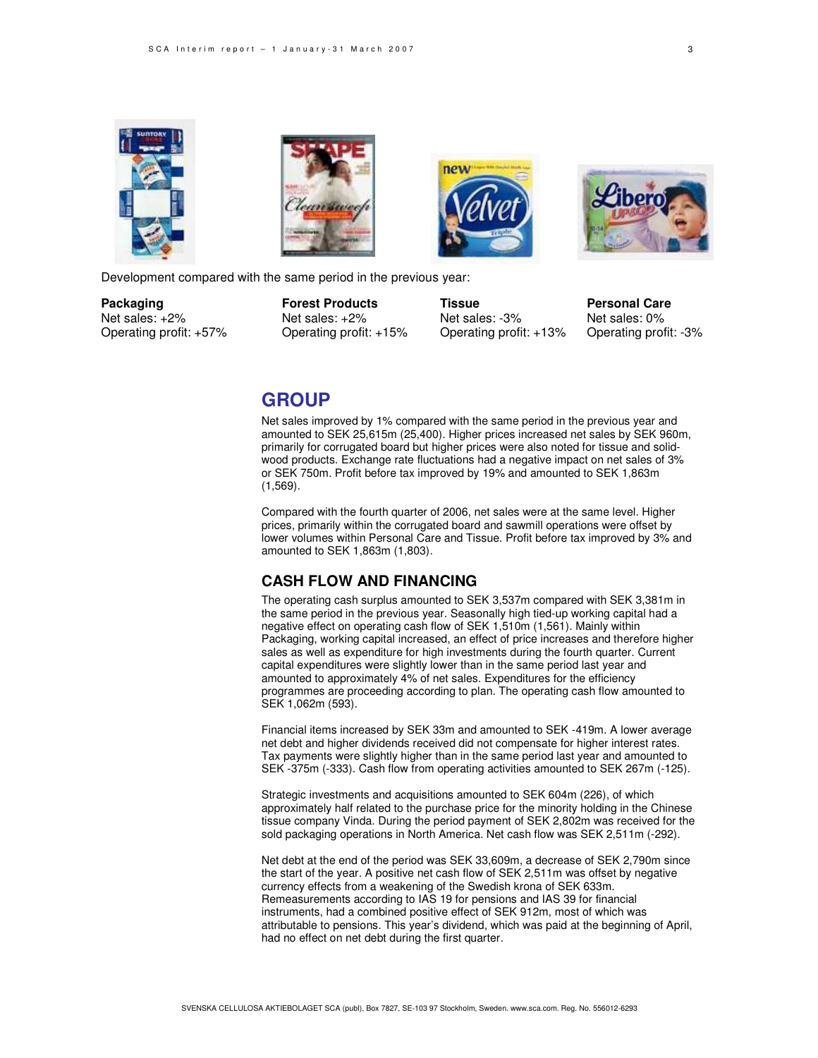Development compared with the same period in the previous year:

| Packaging | Forest Products | Tissue | Personal Care |
|---|---|---|---|
| Net sales: +2% | Net sales: +2% | Net sales: -3% | Net sales: 0% |
| Operating profit: +57% | Operating profit: +15% | Operating profit: +13% | Operating profit: -3% |

## GROUP

Net sales improved by 1% compared with the same period in the previous year and amounted to SEK 25,615m (25,400). Higher prices increased net sales by SEK 960m, primarily for corrugated board but higher prices were also noted for tissue and solid-wood products. Exchange rate fluctuations had a negative impact on net sales of 3% or SEK 750m. Profit before tax improved by 19% and amounted to SEK 1,863m (1,569).

Compared with the fourth quarter of 2006, net sales were at the same level. Higher prices, primarily within the corrugated board and sawmill operations were offset by lower volumes within Personal Care and Tissue. Profit before tax improved by 3% and amounted to SEK 1,863m (1,803).

### CASH FLOW AND FINANCING

The operating cash surplus amounted to SEK 3,537m compared with SEK 3,381m in the same period in the previous year. Seasonally high tied-up working capital had a negative effect on operating cash flow of SEK 1,510m (1,561). Mainly within Packaging, working capital increased, an effect of price increases and therefore higher sales as well as expenditure for high investments during the fourth quarter. Current capital expenditures were slightly lower than in the same period last year and amounted to approximately 4% of net sales. Expenditures for the efficiency programmes are proceeding according to plan. The operating cash flow amounted to SEK 1,062m (593).

Financial items increased by SEK 33m and amounted to SEK -419m. A lower average net debt and higher dividends received did not compensate for higher interest rates. Tax payments were slightly higher than in the same period last year and amounted to SEK -375m (-333). Cash flow from operating activities amounted to SEK 267m (-125).

Strategic investments and acquisitions amounted to SEK 604m (226), of which approximately half related to the purchase price for the minority holding in the Chinese tissue company Vinda. During the period payment of SEK 2,802m was received for the sold packaging operations in North America. Net cash flow was SEK 2,511m (-292).

Net debt at the end of the period was SEK 33,609m, a decrease of SEK 2,790m since the start of the year. A positive net cash flow of SEK 2,511m was offset by negative currency effects from a weakening of the Swedish krona of SEK 633m. Remeasurements according to IAS 19 for pensions and IAS 39 for financial instruments, had a combined positive effect of SEK 912m, most of which was attributable to pensions. This year's dividend, which was paid at the beginning of April, had no effect on net debt during the first quarter.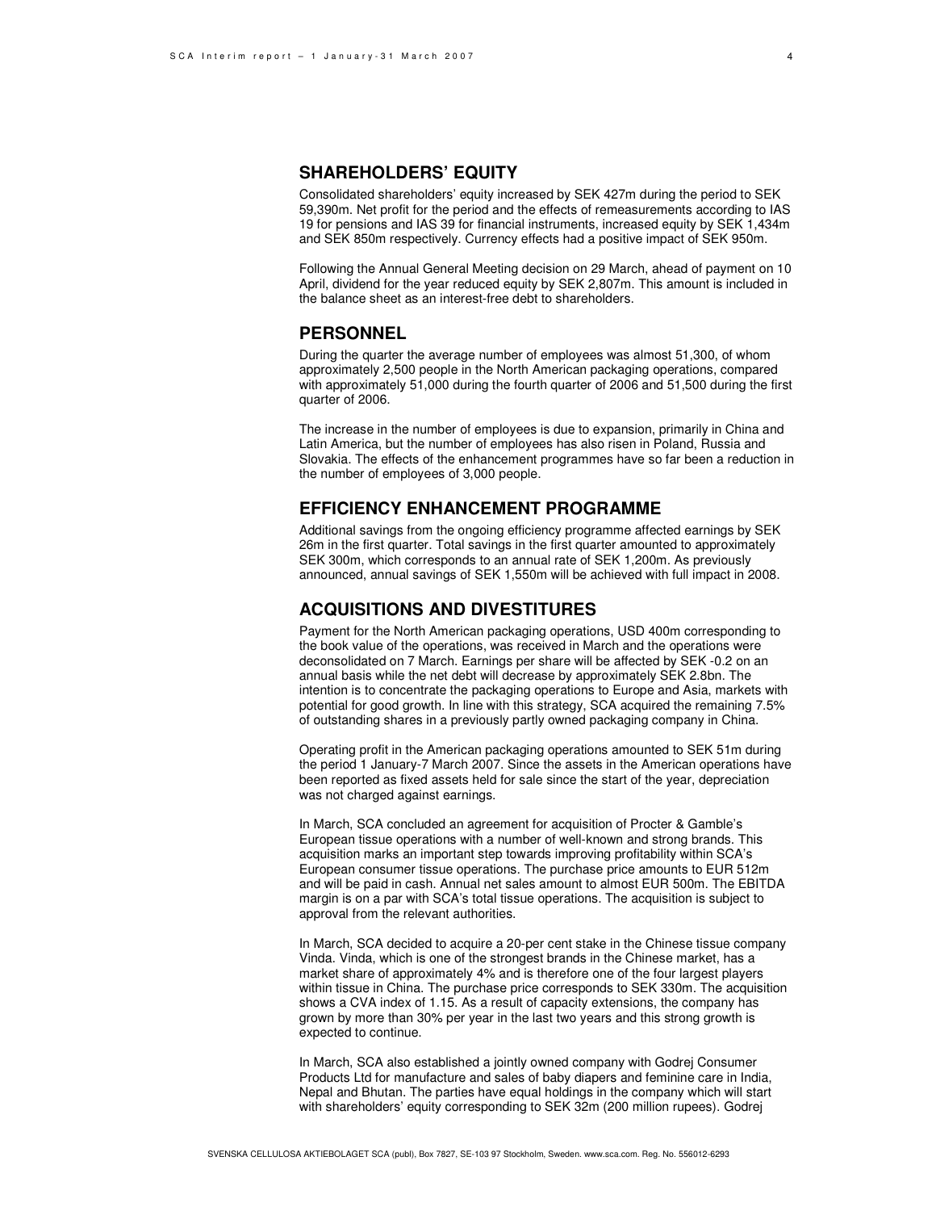## SHAREHOLDERS' EQUITY

Consolidated shareholders' equity increased by SEK 427m during the period to SEK 59,390m. Net profit for the period and the effects of remeasurements according to IAS 19 for pensions and IAS 39 for financial instruments, increased equity by SEK 1,434m and SEK 850m respectively. Currency effects had a positive impact of SEK 950m.

Following the Annual General Meeting decision on 29 March, ahead of payment on 10 April, dividend for the year reduced equity by SEK 2,807m. This amount is included in the balance sheet as an interest-free debt to shareholders.

## PERSONNEL

During the quarter the average number of employees was almost 51,300, of whom approximately 2,500 people in the North American packaging operations, compared with approximately 51,000 during the fourth quarter of 2006 and 51,500 during the first quarter of 2006.

The increase in the number of employees is due to expansion, primarily in China and Latin America, but the number of employees has also risen in Poland, Russia and Slovakia. The effects of the enhancement programmes have so far been a reduction in the number of employees of 3,000 people.

## EFFICIENCY ENHANCEMENT PROGRAMME

Additional savings from the ongoing efficiency programme affected earnings by SEK 26m in the first quarter. Total savings in the first quarter amounted to approximately SEK 300m, which corresponds to an annual rate of SEK 1,200m. As previously announced, annual savings of SEK 1,550m will be achieved with full impact in 2008.

## ACQUISITIONS AND DIVESTITURES

Payment for the North American packaging operations, USD 400m corresponding to the book value of the operations, was received in March and the operations were deconsolidated on 7 March. Earnings per share will be affected by SEK -0.2 on an annual basis while the net debt will decrease by approximately SEK 2.8bn. The intention is to concentrate the packaging operations to Europe and Asia, markets with potential for good growth. In line with this strategy, SCA acquired the remaining 7.5% of outstanding shares in a previously partly owned packaging company in China.

Operating profit in the American packaging operations amounted to SEK 51m during the period 1 January-7 March 2007. Since the assets in the American operations have been reported as fixed assets held for sale since the start of the year, depreciation was not charged against earnings.

In March, SCA concluded an agreement for acquisition of Procter & Gamble's European tissue operations with a number of well-known and strong brands. This acquisition marks an important step towards improving profitability within SCA's European consumer tissue operations. The purchase price amounts to EUR 512m and will be paid in cash. Annual net sales amount to almost EUR 500m. The EBITDA margin is on a par with SCA's total tissue operations. The acquisition is subject to approval from the relevant authorities.

In March, SCA decided to acquire a 20-per cent stake in the Chinese tissue company Vinda. Vinda, which is one of the strongest brands in the Chinese market, has a market share of approximately 4% and is therefore one of the four largest players within tissue in China. The purchase price corresponds to SEK 330m. The acquisition shows a CVA index of 1.15. As a result of capacity extensions, the company has grown by more than 30% per year in the last two years and this strong growth is expected to continue.

In March, SCA also established a jointly owned company with Godrej Consumer Products Ltd for manufacture and sales of baby diapers and feminine care in India, Nepal and Bhutan. The parties have equal holdings in the company which will start with shareholders' equity corresponding to SEK 32m (200 million rupees). Godrej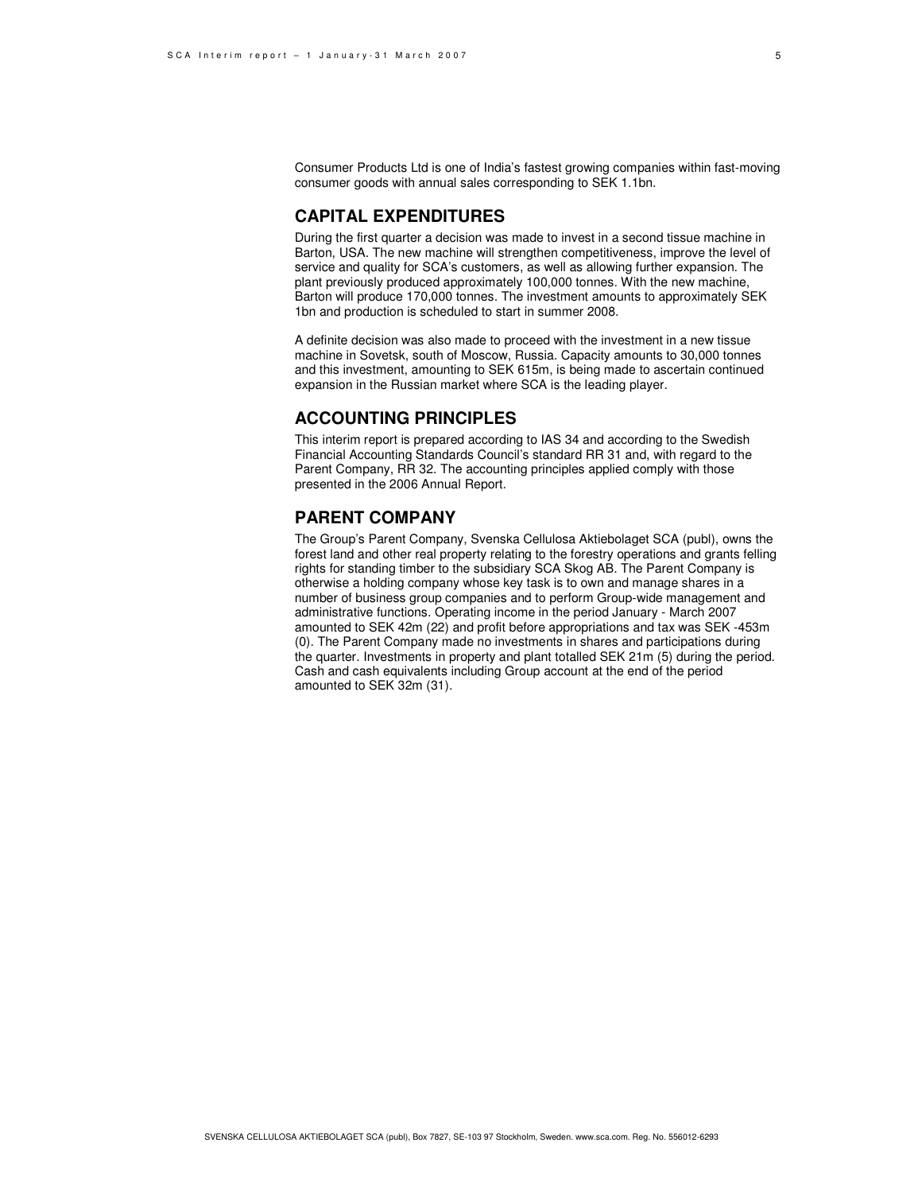Consumer Products Ltd is one of India's fastest growing companies within fast-moving consumer goods with annual sales corresponding to SEK 1.1bn.

## CAPITAL EXPENDITURES

During the first quarter a decision was made to invest in a second tissue machine in Barton, USA. The new machine will strengthen competitiveness, improve the level of service and quality for SCA's customers, as well as allowing further expansion. The plant previously produced approximately 100,000 tonnes. With the new machine, Barton will produce 170,000 tonnes. The investment amounts to approximately SEK 1bn and production is scheduled to start in summer 2008.

A definite decision was also made to proceed with the investment in a new tissue machine in Sovetsk, south of Moscow, Russia. Capacity amounts to 30,000 tonnes and this investment, amounting to SEK 615m, is being made to ascertain continued expansion in the Russian market where SCA is the leading player.

## ACCOUNTING PRINCIPLES

This interim report is prepared according to IAS 34 and according to the Swedish Financial Accounting Standards Council's standard RR 31 and, with regard to the Parent Company, RR 32. The accounting principles applied comply with those presented in the 2006 Annual Report.

## PARENT COMPANY

The Group's Parent Company, Svenska Cellulosa Aktiebolaget SCA (publ), owns the forest land and other real property relating to the forestry operations and grants felling rights for standing timber to the subsidiary SCA Skog AB. The Parent Company is otherwise a holding company whose key task is to own and manage shares in a number of business group companies and to perform Group-wide management and administrative functions. Operating income in the period January - March 2007 amounted to SEK 42m (22) and profit before appropriations and tax was SEK -453m (0). The Parent Company made no investments in shares and participations during the quarter. Investments in property and plant totalled SEK 21m (5) during the period. Cash and cash equivalents including Group account at the end of the period amounted to SEK 32m (31).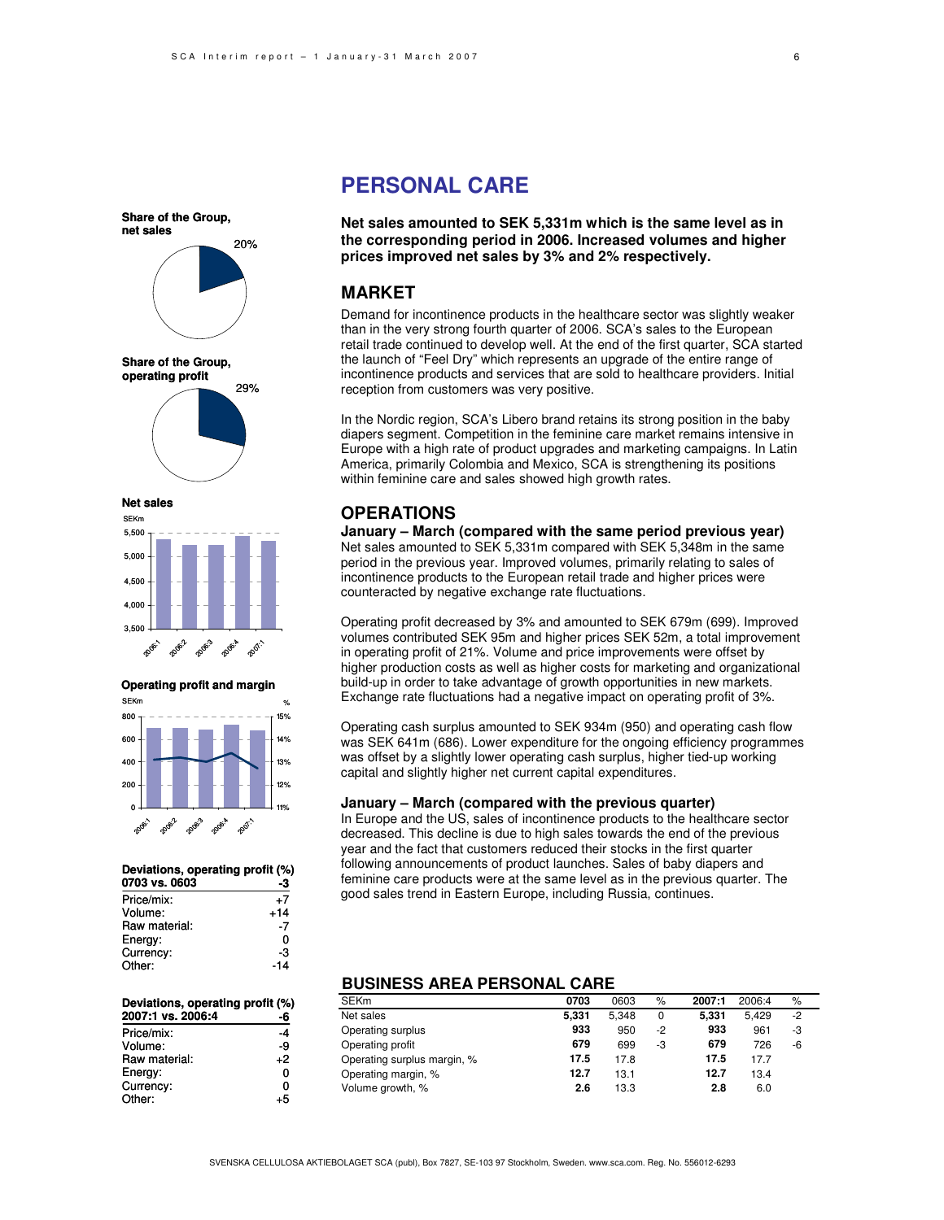# PERSONAL CARE

**Net sales amounted to SEK 5,331m which is the same level as in the corresponding period in 2006. Increased volumes and higher prices improved net sales by 3% and 2% respectively.**

Share of the Group, net sales: 20%

Share of the Group, operating profit: 29%

## MARKET

Demand for incontinence products in the healthcare sector was slightly weaker than in the very strong fourth quarter of 2006. SCA's sales to the European retail trade continued to develop well. At the end of the first quarter, SCA started the launch of "Feel Dry" which represents an upgrade of the entire range of incontinence products and services that are sold to healthcare providers. Initial reception from customers was very positive.

In the Nordic region, SCA's Libero brand retains its strong position in the baby diapers segment. Competition in the feminine care market remains intensive in Europe with a high rate of product upgrades and marketing campaigns. In Latin America, primarily Colombia and Mexico, SCA is strengthening its positions within feminine care and sales showed high growth rates.

## OPERATIONS

### January – March (compared with the same period previous year)

Net sales amounted to SEK 5,331m compared with SEK 5,348m in the same period in the previous year. Improved volumes, primarily relating to sales of incontinence products to the European retail trade and higher prices were counteracted by negative exchange rate fluctuations.

Operating profit decreased by 3% and amounted to SEK 679m (699). Improved volumes contributed SEK 95m and higher prices SEK 52m, a total improvement in operating profit of 21%. Volume and price improvements were offset by higher production costs as well as higher costs for marketing and organizational build-up in order to take advantage of growth opportunities in new markets. Exchange rate fluctuations had a negative impact on operating profit of 3%.

Operating cash surplus amounted to SEK 934m (950) and operating cash flow was SEK 641m (686). Lower expenditure for the ongoing efficiency programmes was offset by a slightly lower operating cash surplus, higher tied-up working capital and slightly higher net current capital expenditures.

### January – March (compared with the previous quarter)

In Europe and the US, sales of incontinence products to the healthcare sector decreased. This decline is due to high sales towards the end of the previous year and the fact that customers reduced their stocks in the first quarter following announcements of product launches. Sales of baby diapers and feminine care products were at the same level as in the previous quarter. The good sales trend in Eastern Europe, including Russia, continues.

**Deviations, operating profit (%)**

| 0703 vs. 0603 | -3 |
|---|---|
| Price/mix: | +7 |
| Volume: | +14 |
| Raw material: | -7 |
| Energy: | 0 |
| Currency: | -3 |
| Other: | -14 |

**Deviations, operating profit (%)**

| 2007:1 vs. 2006:4 | -6 |
|---|---|
| Price/mix: | -4 |
| Volume: | -9 |
| Raw material: | +2 |
| Energy: | 0 |
| Currency: | 0 |
| Other: | +5 |

## BUSINESS AREA PERSONAL CARE

| SEKm | 0703 | 0603 | % | 2007:1 | 2006:4 | % |
|---|---|---|---|---|---|---|
| Net sales | **5,331** | 5,348 | 0 | **5,331** | 5,429 | -2 |
| Operating surplus | **933** | 950 | -2 | **933** | 961 | -3 |
| Operating profit | **679** | 699 | -3 | **679** | 726 | -6 |
| Operating surplus margin, % | **17.5** | 17.8 | | **17.5** | 17.7 | |
| Operating margin, % | **12.7** | 13.1 | | **12.7** | 13.4 | |
| Volume growth, % | **2.6** | 13.3 | | **2.8** | 6.0 | |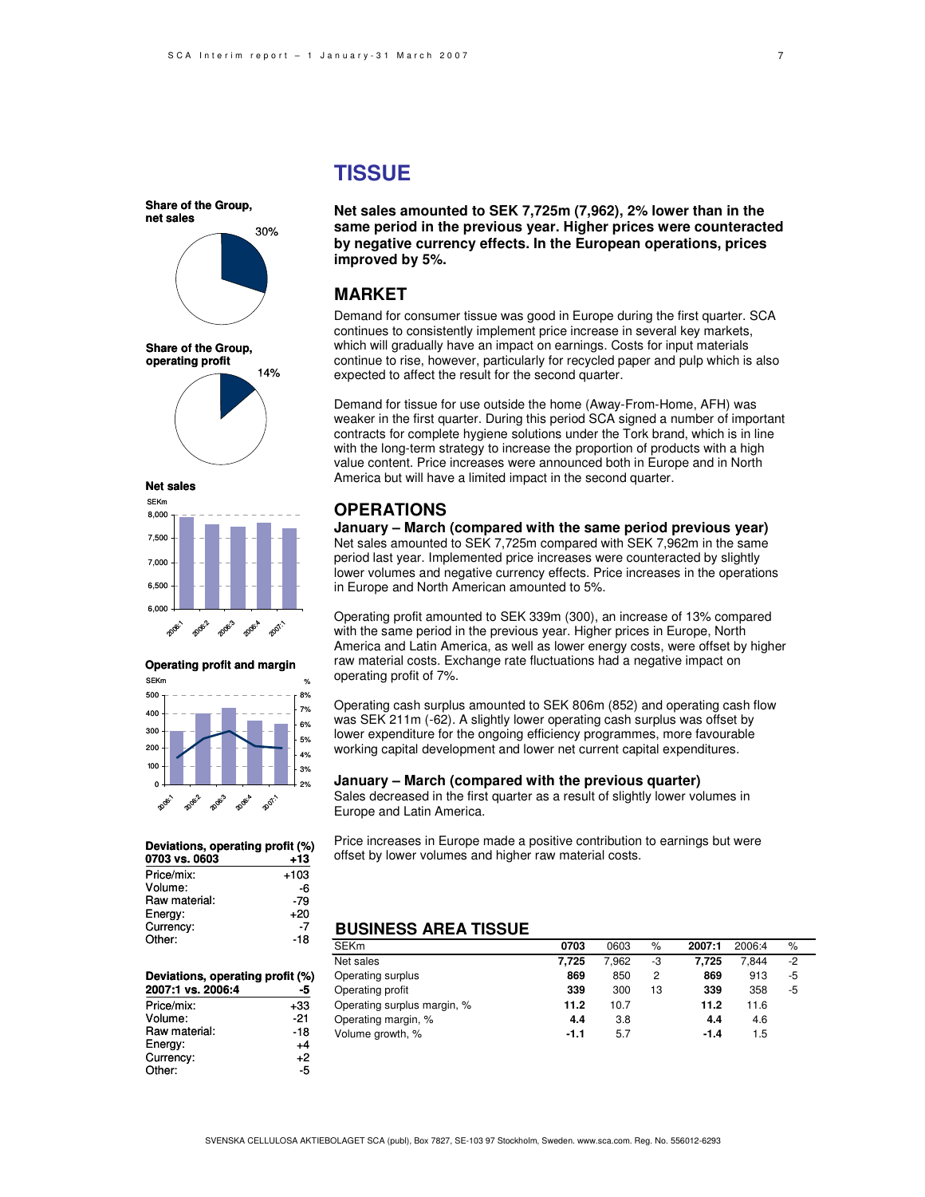# TISSUE

**Net sales amounted to SEK 7,725m (7,962), 2% lower than in the same period in the previous year. Higher prices were counteracted by negative currency effects. In the European operations, prices improved by 5%.**

**Share of the Group, net sales**

30%

**Share of the Group, operating profit**

14%

**Net sales**

SEKm

**Operating profit and margin**

SEKm / %

## MARKET

Demand for consumer tissue was good in Europe during the first quarter. SCA continues to consistently implement price increase in several key markets, which will gradually have an impact on earnings. Costs for input materials continue to rise, however, particularly for recycled paper and pulp which is also expected to affect the result for the second quarter.

Demand for tissue for use outside the home (Away-From-Home, AFH) was weaker in the first quarter. During this period SCA signed a number of important contracts for complete hygiene solutions under the Tork brand, which is in line with the long-term strategy to increase the proportion of products with a high value content. Price increases were announced both in Europe and in North America but will have a limited impact in the second quarter.

## OPERATIONS

**January – March (compared with the same period previous year)**

Net sales amounted to SEK 7,725m compared with SEK 7,962m in the same period last year. Implemented price increases were counteracted by slightly lower volumes and negative currency effects. Price increases in the operations in Europe and North American amounted to 5%.

Operating profit amounted to SEK 339m (300), an increase of 13% compared with the same period in the previous year. Higher prices in Europe, North America and Latin America, as well as lower energy costs, were offset by higher raw material costs. Exchange rate fluctuations had a negative impact on operating profit of 7%.

Operating cash surplus amounted to SEK 806m (852) and operating cash flow was SEK 211m (-62). A slightly lower operating cash surplus was offset by lower expenditure for the ongoing efficiency programmes, more favourable working capital development and lower net current capital expenditures.

**January – March (compared with the previous quarter)**

Sales decreased in the first quarter as a result of slightly lower volumes in Europe and Latin America.

Price increases in Europe made a positive contribution to earnings but were offset by lower volumes and higher raw material costs.

**Deviations, operating profit (%)**

| 0703 vs. 0603 | +13 |
|---|---|
| Price/mix: | +103 |
| Volume: | -6 |
| Raw material: | -79 |
| Energy: | +20 |
| Currency: | -7 |
| Other: | -18 |

**Deviations, operating profit (%)**

| 2007:1 vs. 2006:4 | -5 |
|---|---|
| Price/mix: | +33 |
| Volume: | -21 |
| Raw material: | -18 |
| Energy: | +4 |
| Currency: | +2 |
| Other: | -5 |

## BUSINESS AREA TISSUE

| SEKm | 0703 | 0603 | % | 2007:1 | 2006:4 | % |
|---|---|---|---|---|---|---|
| Net sales | **7,725** | 7,962 | -3 | **7,725** | 7,844 | -2 |
| Operating surplus | **869** | 850 | 2 | **869** | 913 | -5 |
| Operating profit | **339** | 300 | 13 | **339** | 358 | -5 |
| Operating surplus margin, % | **11.2** | 10.7 | | **11.2** | 11.6 | |
| Operating margin, % | **4.4** | 3.8 | | **4.4** | 4.6 | |
| Volume growth, % | **-1.1** | 5.7 | | **-1.4** | 1.5 | |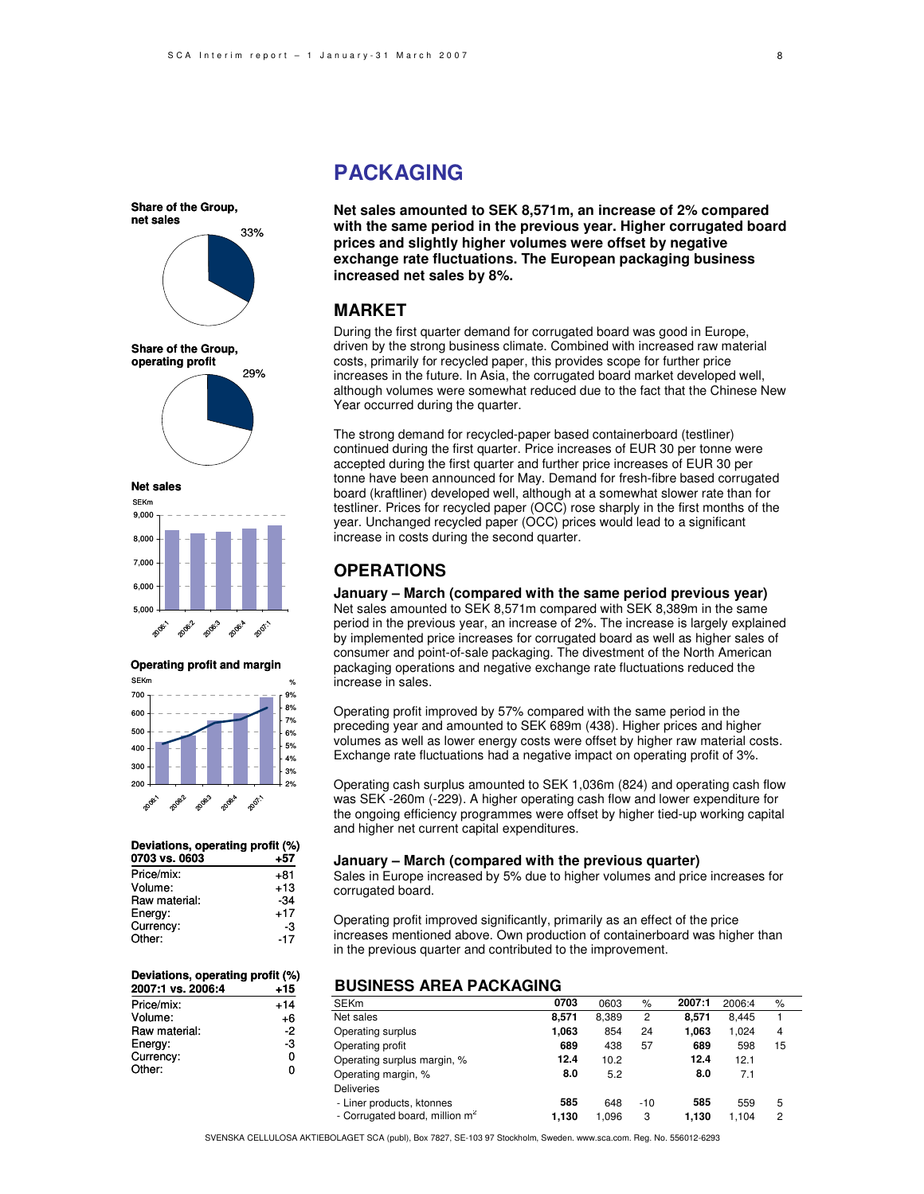# PACKAGING

**Net sales amounted to SEK 8,571m, an increase of 2% compared with the same period in the previous year. Higher corrugated board prices and slightly higher volumes were offset by negative exchange rate fluctuations. The European packaging business increased net sales by 8%.**

## MARKET

During the first quarter demand for corrugated board was good in Europe, driven by the strong business climate. Combined with increased raw material costs, primarily for recycled paper, this provides scope for further price increases in the future. In Asia, the corrugated board market developed well, although volumes were somewhat reduced due to the fact that the Chinese New Year occurred during the quarter.

The strong demand for recycled-paper based containerboard (testliner) continued during the first quarter. Price increases of EUR 30 per tonne were accepted during the first quarter and further price increases of EUR 30 per tonne have been announced for May. Demand for fresh-fibre based corrugated board (kraftliner) developed well, although at a somewhat slower rate than for testliner. Prices for recycled paper (OCC) rose sharply in the first months of the year. Unchanged recycled paper (OCC) prices would lead to a significant increase in costs during the second quarter.

## OPERATIONS

### January – March (compared with the same period previous year)

Net sales amounted to SEK 8,571m compared with SEK 8,389m in the same period in the previous year, an increase of 2%. The increase is largely explained by implemented price increases for corrugated board as well as higher sales of consumer and point-of-sale packaging. The divestment of the North American packaging operations and negative exchange rate fluctuations reduced the increase in sales.

Operating profit improved by 57% compared with the same period in the preceding year and amounted to SEK 689m (438). Higher prices and higher volumes as well as lower energy costs were offset by higher raw material costs. Exchange rate fluctuations had a negative impact on operating profit of 3%.

Operating cash surplus amounted to SEK 1,036m (824) and operating cash flow was SEK -260m (-229). A higher operating cash flow and lower expenditure for the ongoing efficiency programmes were offset by higher tied-up working capital and higher net current capital expenditures.

### January – March (compared with the previous quarter)

Sales in Europe increased by 5% due to higher volumes and price increases for corrugated board.

Operating profit improved significantly, primarily as an effect of the price increases mentioned above. Own production of containerboard was higher than in the previous quarter and contributed to the improvement.

**Share of the Group, net sales**

33%

**Share of the Group, operating profit**

29%

**Net sales**

SEKm; 2006:1 – 2007:1

**Operating profit and margin**

SEKm / %; 2006:1 – 2007:1

**Deviations, operating profit (%)**

| 0703 vs. 0603 | +57 |
|---|---|
| Price/mix: | +81 |
| Volume: | +13 |
| Raw material: | -34 |
| Energy: | +17 |
| Currency: | -3 |
| Other: | -17 |

**Deviations, operating profit (%)**

| 2007:1 vs. 2006:4 | +15 |
|---|---|
| Price/mix: | +14 |
| Volume: | +6 |
| Raw material: | -2 |
| Energy: | -3 |
| Currency: | 0 |
| Other: | 0 |

## BUSINESS AREA PACKAGING

| SEKm | 0703 | 0603 | % | 2007:1 | 2006:4 | % |
|---|---|---|---|---|---|---|
| Net sales | **8,571** | 8,389 | 2 | **8,571** | 8,445 | 1 |
| Operating surplus | **1,063** | 854 | 24 | **1,063** | 1,024 | 4 |
| Operating profit | **689** | 438 | 57 | **689** | 598 | 15 |
| Operating surplus margin, % | **12.4** | 10.2 | | **12.4** | 12.1 | |
| Operating margin, % | **8.0** | 5.2 | | **8.0** | 7.1 | |
| Deliveries | | | | | | |
| - Liner products, ktonnes | **585** | 648 | -10 | **585** | 559 | 5 |
| - Corrugated board, million $m^2$ | **1,130** | 1,096 | 3 | **1,130** | 1,104 | 2 |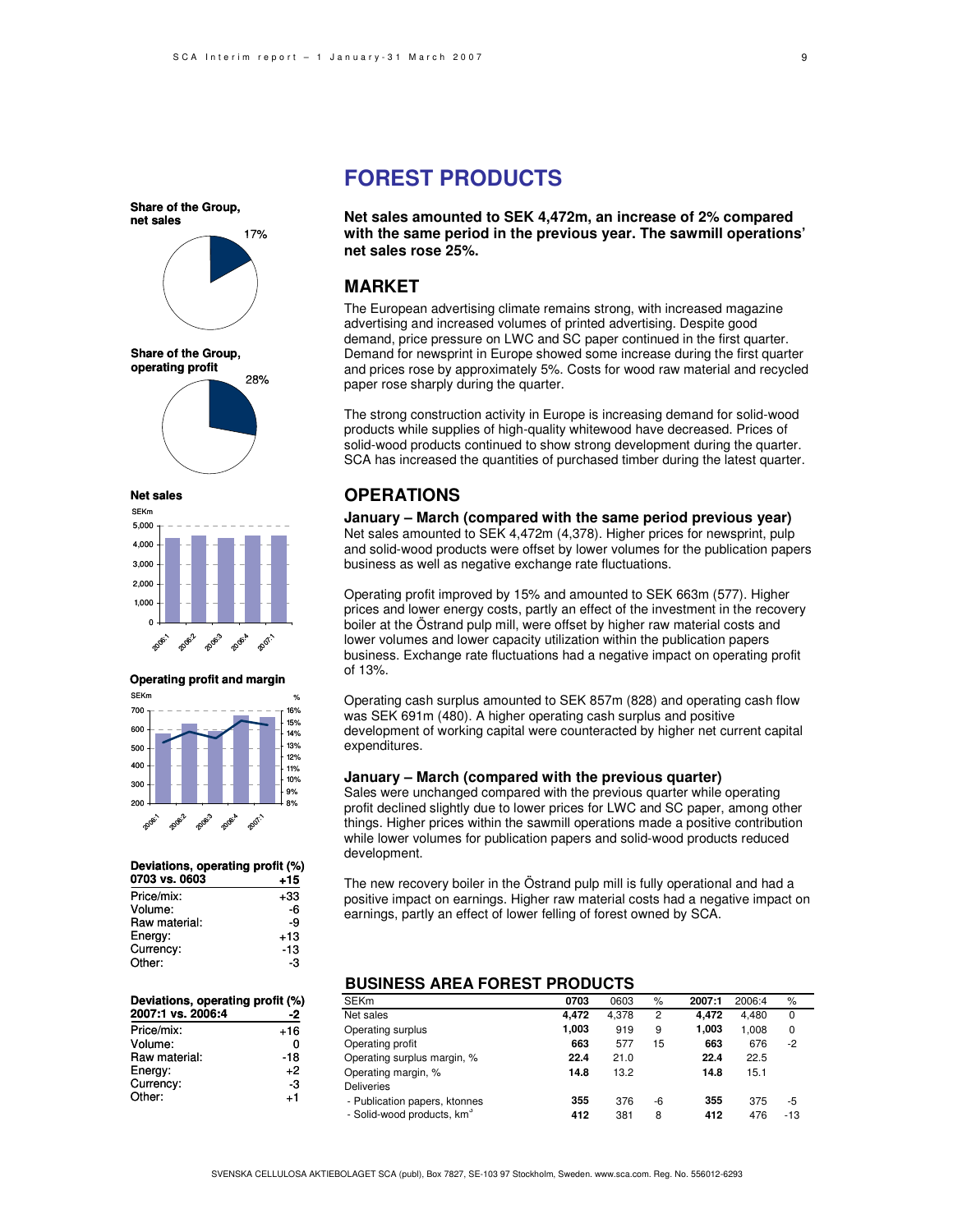# FOREST PRODUCTS

**Net sales amounted to SEK 4,472m, an increase of 2% compared with the same period in the previous year. The sawmill operations' net sales rose 25%.**

## MARKET

The European advertising climate remains strong, with increased magazine advertising and increased volumes of printed advertising. Despite good demand, price pressure on LWC and SC paper continued in the first quarter. Demand for newsprint in Europe showed some increase during the first quarter and prices rose by approximately 5%. Costs for wood raw material and recycled paper rose sharply during the quarter.

The strong construction activity in Europe is increasing demand for solid-wood products while supplies of high-quality whitewood have decreased. Prices of solid-wood products continued to show strong development during the quarter. SCA has increased the quantities of purchased timber during the latest quarter.

## OPERATIONS

### January – March (compared with the same period previous year)

Net sales amounted to SEK 4,472m (4,378). Higher prices for newsprint, pulp and solid-wood products were offset by lower volumes for the publication papers business as well as negative exchange rate fluctuations.

Operating profit improved by 15% and amounted to SEK 663m (577). Higher prices and lower energy costs, partly an effect of the investment in the recovery boiler at the Östrand pulp mill, were offset by higher raw material costs and lower volumes and lower capacity utilization within the publication papers business. Exchange rate fluctuations had a negative impact on operating profit of 13%.

Operating cash surplus amounted to SEK 857m (828) and operating cash flow was SEK 691m (480). A higher operating cash surplus and positive development of working capital were counteracted by higher net current capital expenditures.

### January – March (compared with the previous quarter)

Sales were unchanged compared with the previous quarter while operating profit declined slightly due to lower prices for LWC and SC paper, among other things. Higher prices within the sawmill operations made a positive contribution while lower volumes for publication papers and solid-wood products reduced development.

The new recovery boiler in the Östrand pulp mill is fully operational and had a positive impact on earnings. Higher raw material costs had a negative impact on earnings, partly an effect of lower felling of forest owned by SCA.

**Share of the Group, net sales**

17%

**Share of the Group, operating profit**

28%

**Net sales**

**Operating profit and margin**

**Deviations, operating profit (%)**

| 0703 vs. 0603 | +15 |
|---|---|
| Price/mix: | +33 |
| Volume: | -6 |
| Raw material: | -9 |
| Energy: | +13 |
| Currency: | -13 |
| Other: | -3 |

**Deviations, operating profit (%)**

| 2007:1 vs. 2006:4 | -2 |
|---|---|
| Price/mix: | +16 |
| Volume: | 0 |
| Raw material: | -18 |
| Energy: | +2 |
| Currency: | -3 |
| Other: | +1 |

## BUSINESS AREA FOREST PRODUCTS

| SEKm | 0703 | 0603 | % | 2007:1 | 2006:4 | % |
|---|---|---|---|---|---|---|
| Net sales | **4,472** | 4,378 | 2 | **4,472** | 4,480 | 0 |
| Operating surplus | **1,003** | 919 | 9 | **1,003** | 1,008 | 0 |
| Operating profit | **663** | 577 | 15 | **663** | 676 | -2 |
| Operating surplus margin, % | **22.4** | 21.0 | | **22.4** | 22.5 | |
| Operating margin, % | **14.8** | 13.2 | | **14.8** | 15.1 | |
| Deliveries | | | | | | |
| - Publication papers, ktonnes | **355** | 376 | -6 | **355** | 375 | -5 |
| - Solid-wood products, km³ | **412** | 381 | 8 | **412** | 476 | -13 |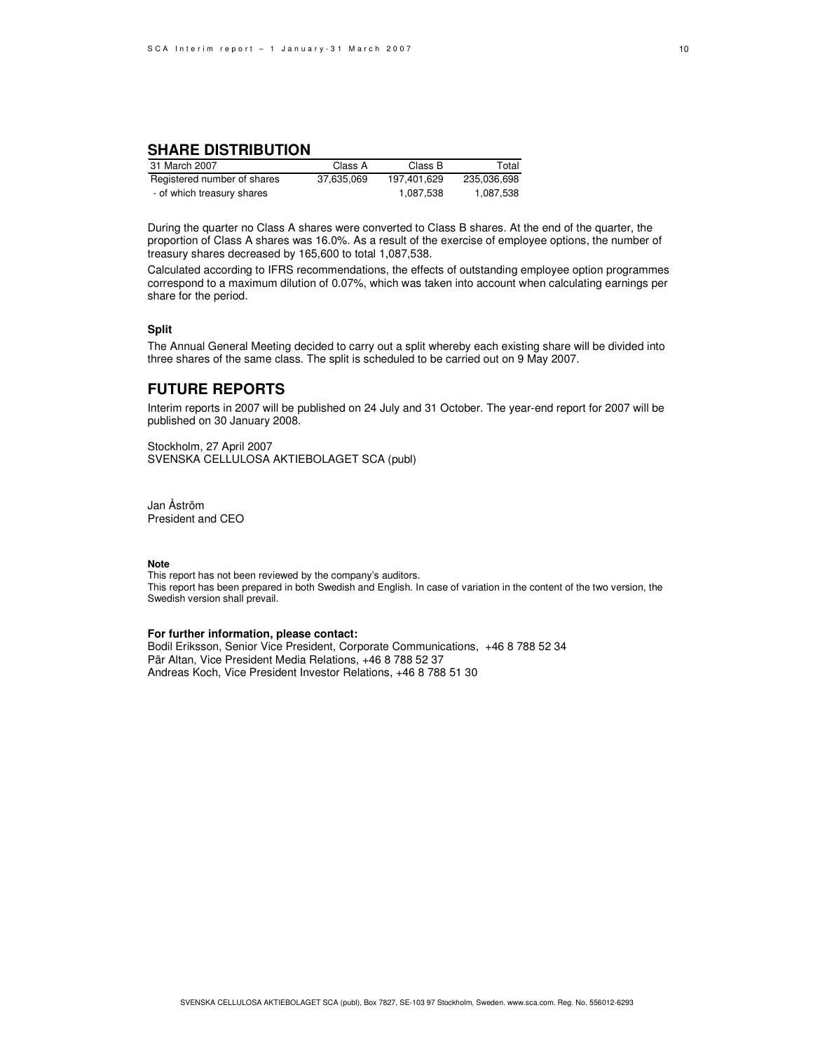## SHARE DISTRIBUTION

| 31 March 2007 | Class A | Class B | Total |
|---|---|---|---|
| Registered number of shares | 37,635,069 | 197,401,629 | 235,036,698 |
| - of which treasury shares | | 1,087,538 | 1,087,538 |

During the quarter no Class A shares were converted to Class B shares. At the end of the quarter, the proportion of Class A shares was 16.0%. As a result of the exercise of employee options, the number of treasury shares decreased by 165,600 to total 1,087,538.

Calculated according to IFRS recommendations, the effects of outstanding employee option programmes correspond to a maximum dilution of 0.07%, which was taken into account when calculating earnings per share for the period.

**Split**

The Annual General Meeting decided to carry out a split whereby each existing share will be divided into three shares of the same class. The split is scheduled to be carried out on 9 May 2007.

## FUTURE REPORTS

Interim reports in 2007 will be published on 24 July and 31 October. The year-end report for 2007 will be published on 30 January 2008.

Stockholm, 27 April 2007
SVENSKA CELLULOSA AKTIEBOLAGET SCA (publ)

Jan Åström
President and CEO

**Note**
This report has not been reviewed by the company's auditors.
This report has been prepared in both Swedish and English. In case of variation in the content of the two version, the Swedish version shall prevail.

**For further information, please contact:**
Bodil Eriksson, Senior Vice President, Corporate Communications, +46 8 788 52 34
Pär Altan, Vice President Media Relations, +46 8 788 52 37
Andreas Koch, Vice President Investor Relations, +46 8 788 51 30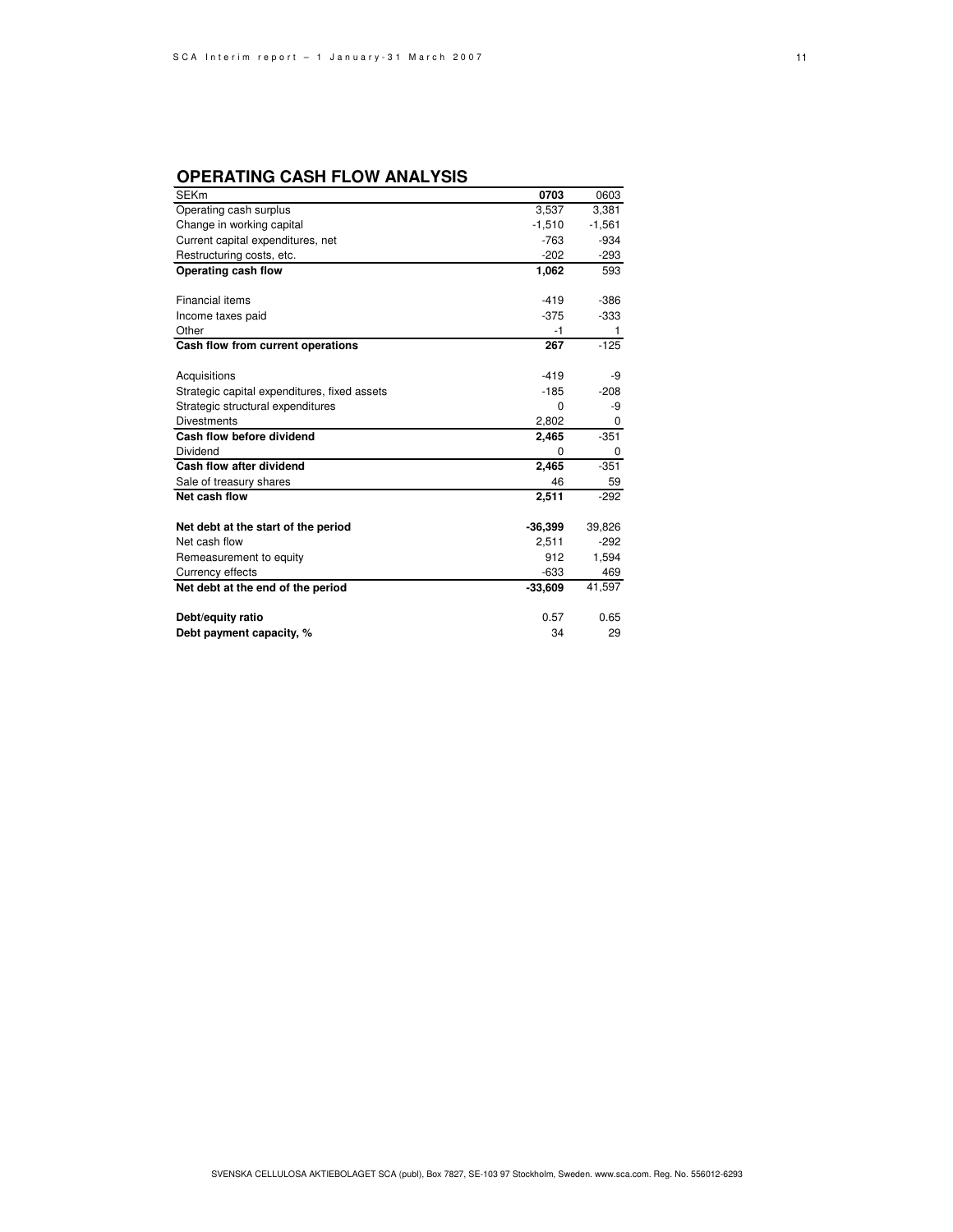## OPERATING CASH FLOW ANALYSIS

| SEKm | **0703** | 0603 |
|---|---|---|
| Operating cash surplus | 3,537 | 3,381 |
| Change in working capital | -1,510 | -1,561 |
| Current capital expenditures, net | -763 | -934 |
| Restructuring costs, etc. | -202 | -293 |
| **Operating cash flow** | **1,062** | 593 |
| | | |
| Financial items | -419 | -386 |
| Income taxes paid | -375 | -333 |
| Other | -1 | 1 |
| **Cash flow from current operations** | **267** | -125 |
| | | |
| Acquisitions | -419 | -9 |
| Strategic capital expenditures, fixed assets | -185 | -208 |
| Strategic structural expenditures | 0 | -9 |
| Divestments | 2,802 | 0 |
| **Cash flow before dividend** | **2,465** | -351 |
| Dividend | 0 | 0 |
| **Cash flow after dividend** | **2,465** | -351 |
| Sale of treasury shares | 46 | 59 |
| **Net cash flow** | **2,511** | -292 |
| | | |
| **Net debt at the start of the period** | **-36,399** | 39,826 |
| Net cash flow | 2,511 | -292 |
| Remeasurement to equity | 912 | 1,594 |
| Currency effects | -633 | 469 |
| **Net debt at the end of the period** | **-33,609** | 41,597 |
| | | |
| **Debt/equity ratio** | 0.57 | 0.65 |
| **Debt payment capacity, %** | 34 | 29 |

SVENSKA CELLULOSA AKTIEBOLAGET SCA (publ), Box 7827, SE-103 97 Stockholm, Sweden. www.sca.com. Reg. No. 556012-6293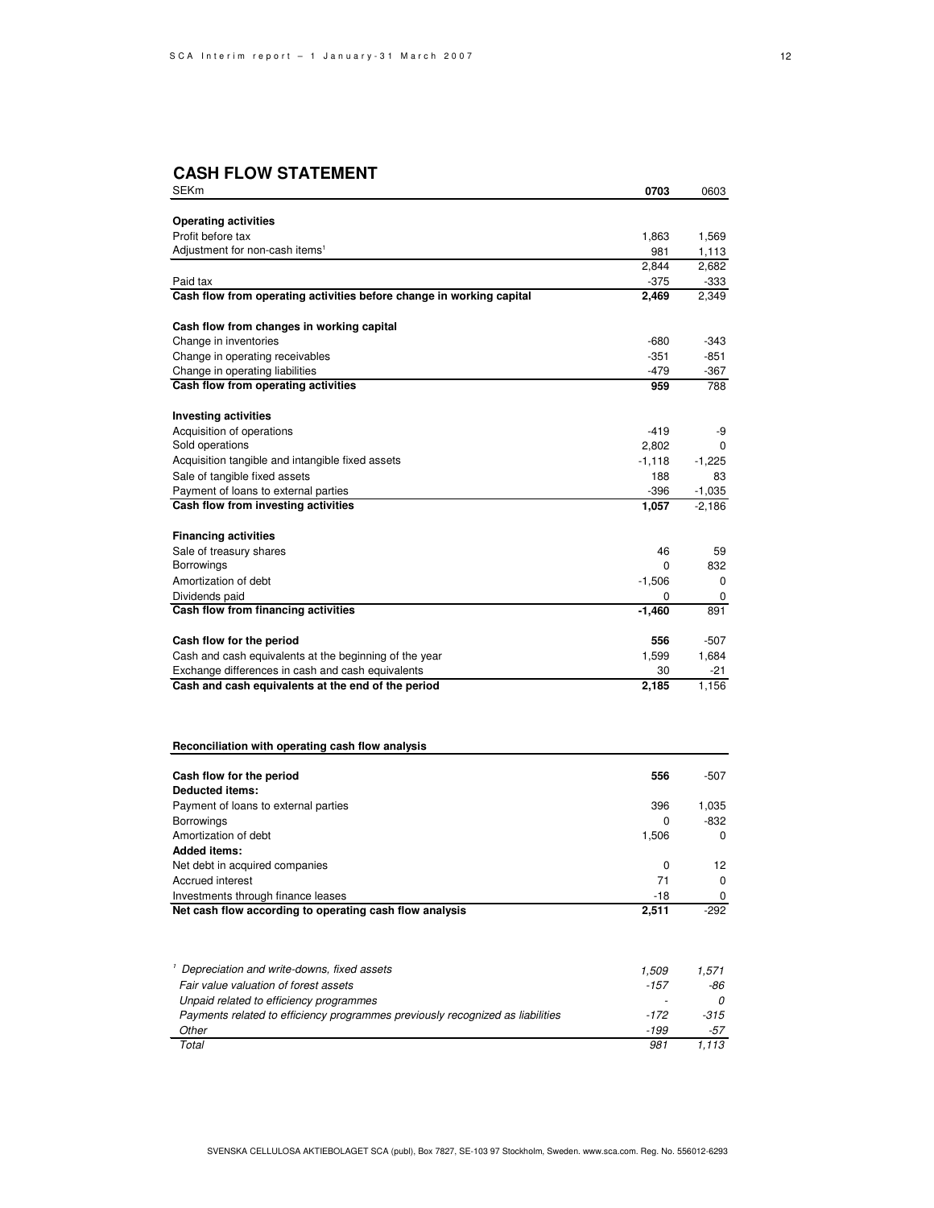## CASH FLOW STATEMENT

| SEKm | **0703** | 0603 |
|---|---|---|
| **Operating activities** | | |
| Profit before tax | 1,863 | 1,569 |
| Adjustment for non-cash items[1] | 981 | 1,113 |
| | 2,844 | 2,682 |
| Paid tax | -375 | -333 |
| **Cash flow from operating activities before change in working capital** | **2,469** | 2,349 |
| | | |
| **Cash flow from changes in working capital** | | |
| Change in inventories | -680 | -343 |
| Change in operating receivables | -351 | -851 |
| Change in operating liabilities | -479 | -367 |
| **Cash flow from operating activities** | **959** | 788 |
| | | |
| **Investing activities** | | |
| Acquisition of operations | -419 | -9 |
| Sold operations | 2,802 | 0 |
| Acquisition tangible and intangible fixed assets | -1,118 | -1,225 |
| Sale of tangible fixed assets | 188 | 83 |
| Payment of loans to external parties | -396 | -1,035 |
| **Cash flow from investing activities** | **1,057** | -2,186 |
| | | |
| **Financing activities** | | |
| Sale of treasury shares | 46 | 59 |
| Borrowings | 0 | 832 |
| Amortization of debt | -1,506 | 0 |
| Dividends paid | 0 | 0 |
| **Cash flow from financing activities** | **-1,460** | 891 |
| | | |
| **Cash flow for the period** | **556** | -507 |
| Cash and cash equivalents at the beginning of the year | 1,599 | 1,684 |
| Exchange differences in cash and cash equivalents | 30 | -21 |
| **Cash and cash equivalents at the end of the period** | **2,185** | 1,156 |

**Reconciliation with operating cash flow analysis**

| | | |
|---|---|---|
| **Cash flow for the period** | **556** | -507 |
| **Deducted items:** | | |
| Payment of loans to external parties | 396 | 1,035 |
| Borrowings | 0 | -832 |
| Amortization of debt | 1,506 | 0 |
| **Added items:** | | |
| Net debt in acquired companies | 0 | 12 |
| Accrued interest | 71 | 0 |
| Investments through finance leases | -18 | 0 |
| **Net cash flow according to operating cash flow analysis** | **2,511** | -292 |

| | | |
|---|---|---|
| *[1] Depreciation and write-downs, fixed assets* | *1,509* | *1,571* |
| *Fair value valuation of forest assets* | *-157* | *-86* |
| *Unpaid related to efficiency programmes* | *-* | *0* |
| *Payments related to efficiency programmes previously recognized as liabilities* | *-172* | *-315* |
| *Other* | *-199* | *-57* |
| *Total* | *981* | *1,113* |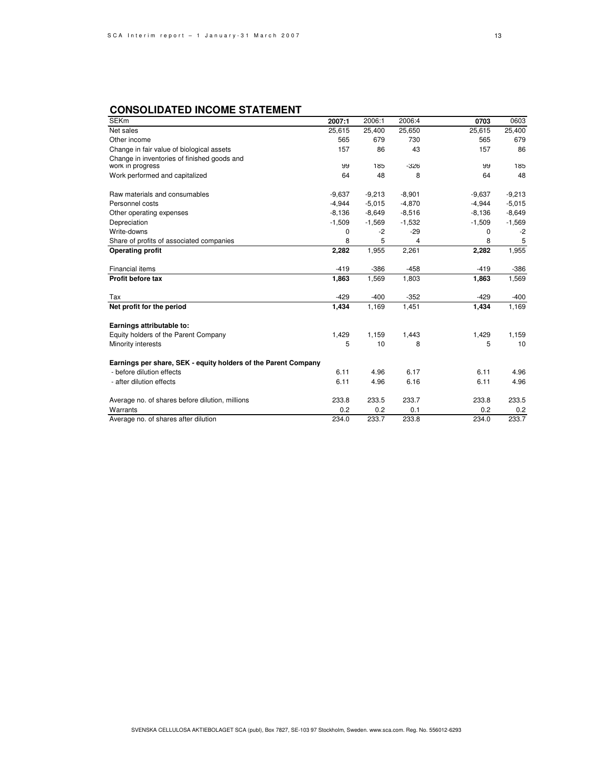## CONSOLIDATED INCOME STATEMENT

| SEKm | 2007:1 | 2006:1 | 2006:4 | 0703 | 0603 |
|---|---|---|---|---|---|
| Net sales | 25,615 | 25,400 | 25,650 | 25,615 | 25,400 |
| Other income | 565 | 679 | 730 | 565 | 679 |
| Change in fair value of biological assets | 157 | 86 | 43 | 157 | 86 |
| Change in inventories of finished goods and work in progress | 99 | 185 | -326 | 99 | 185 |
| Work performed and capitalized | 64 | 48 | 8 | 64 | 48 |
| | | | | | |
| Raw materials and consumables | -9,637 | -9,213 | -8,901 | -9,637 | -9,213 |
| Personnel costs | -4,944 | -5,015 | -4,870 | -4,944 | -5,015 |
| Other operating expenses | -8,136 | -8,649 | -8,516 | -8,136 | -8,649 |
| Depreciation | -1,509 | -1,569 | -1,532 | -1,509 | -1,569 |
| Write-downs | 0 | -2 | -29 | 0 | -2 |
| Share of profits of associated companies | 8 | 5 | 4 | 8 | 5 |
| **Operating profit** | **2,282** | 1,955 | 2,261 | **2,282** | 1,955 |
| | | | | | |
| Financial items | -419 | -386 | -458 | -419 | -386 |
| **Profit before tax** | **1,863** | 1,569 | 1,803 | **1,863** | 1,569 |
| | | | | | |
| Tax | -429 | -400 | -352 | -429 | -400 |
| **Net profit for the period** | **1,434** | 1,169 | 1,451 | **1,434** | 1,169 |
| | | | | | |
| **Earnings attributable to:** | | | | | |
| Equity holders of the Parent Company | 1,429 | 1,159 | 1,443 | 1,429 | 1,159 |
| Minority interests | 5 | 10 | 8 | 5 | 10 |
| | | | | | |
| **Earnings per share, SEK - equity holders of the Parent Company** | | | | | |
| - before dilution effects | 6.11 | 4.96 | 6.17 | 6.11 | 4.96 |
| - after dilution effects | 6.11 | 4.96 | 6.16 | 6.11 | 4.96 |
| | | | | | |
| Average no. of shares before dilution, millions | 233.8 | 233.5 | 233.7 | 233.8 | 233.5 |
| Warrants | 0.2 | 0.2 | 0.1 | 0.2 | 0.2 |
| Average no. of shares after dilution | 234.0 | 233.7 | 233.8 | 234.0 | 233.7 |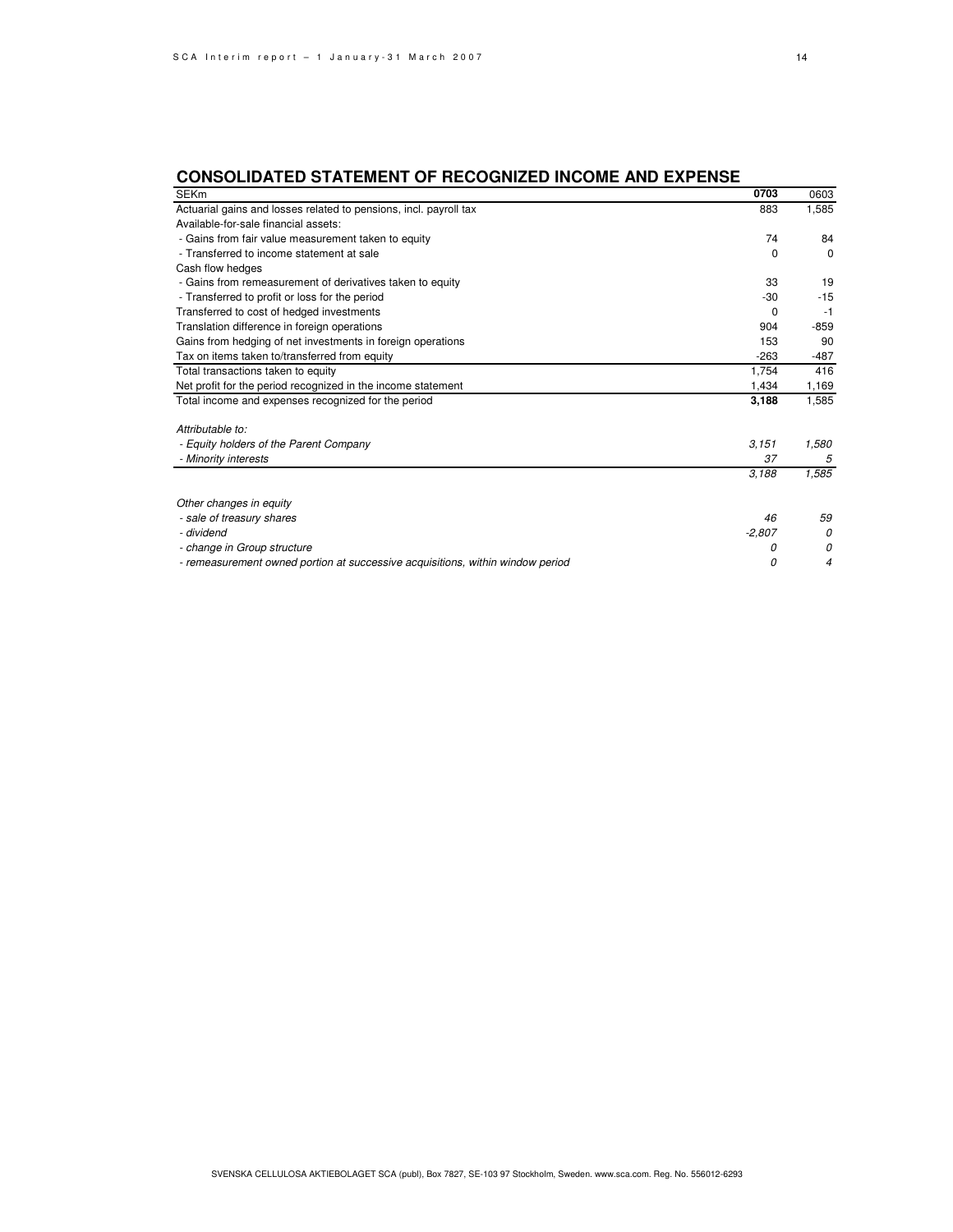## CONSOLIDATED STATEMENT OF RECOGNIZED INCOME AND EXPENSE

| SEKm | **0703** | 0603 |
|---|---|---|
| Actuarial gains and losses related to pensions, incl. payroll tax | 883 | 1,585 |
| Available-for-sale financial assets: | | |
| - Gains from fair value measurement taken to equity | 74 | 84 |
| - Transferred to income statement at sale | 0 | 0 |
| Cash flow hedges | | |
| - Gains from remeasurement of derivatives taken to equity | 33 | 19 |
| - Transferred to profit or loss for the period | -30 | -15 |
| Transferred to cost of hedged investments | 0 | -1 |
| Translation difference in foreign operations | 904 | -859 |
| Gains from hedging of net investments in foreign operations | 153 | 90 |
| Tax on items taken to/transferred from equity | -263 | -487 |
| Total transactions taken to equity | 1,754 | 416 |
| Net profit for the period recognized in the income statement | 1,434 | 1,169 |
| Total income and expenses recognized for the period | **3,188** | 1,585 |
| | | |
| *Attributable to:* | | |
| *- Equity holders of the Parent Company* | *3,151* | *1,580* |
| *- Minority interests* | *37* | *5* |
| | *3,188* | *1,585* |
| | | |
| *Other changes in equity* | | |
| *- sale of treasury shares* | *46* | *59* |
| *- dividend* | *-2,807* | *0* |
| *- change in Group structure* | *0* | *0* |
| *- remeasurement owned portion at successive acquisitions, within window period* | *0* | *4* |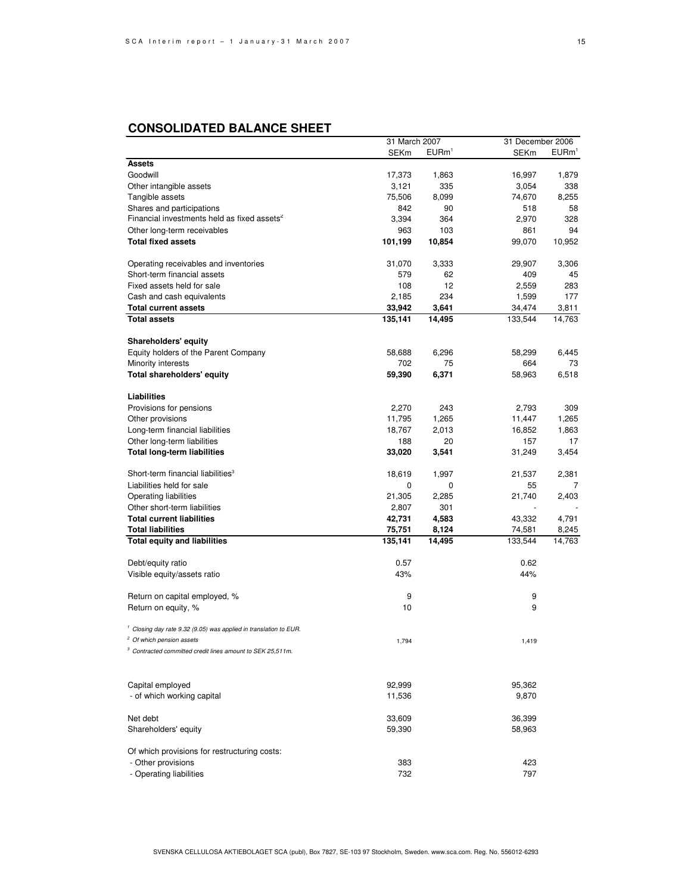## CONSOLIDATED BALANCE SHEET

| | 31 March 2007 | | 31 December 2006 | |
|---|---|---|---|---|
| | SEKm | EURm[1] | SEKm | EURm[1] |
| **Assets** | | | | |
| Goodwill | 17,373 | 1,863 | 16,997 | 1,879 |
| Other intangible assets | 3,121 | 335 | 3,054 | 338 |
| Tangible assets | 75,506 | 8,099 | 74,670 | 8,255 |
| Shares and participations | 842 | 90 | 518 | 58 |
| Financial investments held as fixed assets[2] | 3,394 | 364 | 2,970 | 328 |
| Other long-term receivables | 963 | 103 | 861 | 94 |
| **Total fixed assets** | **101,199** | **10,854** | 99,070 | 10,952 |
| | | | | |
| Operating receivables and inventories | 31,070 | 3,333 | 29,907 | 3,306 |
| Short-term financial assets | 579 | 62 | 409 | 45 |
| Fixed assets held for sale | 108 | 12 | 2,559 | 283 |
| Cash and cash equivalents | 2,185 | 234 | 1,599 | 177 |
| **Total current assets** | **33,942** | **3,641** | 34,474 | 3,811 |
| **Total assets** | **135,141** | **14,495** | 133,544 | 14,763 |
| | | | | |
| **Shareholders' equity** | | | | |
| Equity holders of the Parent Company | 58,688 | 6,296 | 58,299 | 6,445 |
| Minority interests | 702 | 75 | 664 | 73 |
| **Total shareholders' equity** | **59,390** | **6,371** | 58,963 | 6,518 |
| | | | | |
| **Liabilities** | | | | |
| Provisions for pensions | 2,270 | 243 | 2,793 | 309 |
| Other provisions | 11,795 | 1,265 | 11,447 | 1,265 |
| Long-term financial liabilities | 18,767 | 2,013 | 16,852 | 1,863 |
| Other long-term liabilities | 188 | 20 | 157 | 17 |
| **Total long-term liabilities** | **33,020** | **3,541** | 31,249 | 3,454 |
| | | | | |
| Short-term financial liabilities[3] | 18,619 | 1,997 | 21,537 | 2,381 |
| Liabilities held for sale | 0 | 0 | 55 | 7 |
| Operating liabilities | 21,305 | 2,285 | 21,740 | 2,403 |
| Other short-term liabilities | 2,807 | 301 | - | - |
| **Total current liabilities** | **42,731** | **4,583** | 43,332 | 4,791 |
| **Total liabilities** | **75,751** | **8,124** | 74,581 | 8,245 |
| **Total equity and liabilities** | **135,141** | **14,495** | 133,544 | 14,763 |
| | | | | |
| Debt/equity ratio | 0.57 | | 0.62 | |
| Visible equity/assets ratio | 43% | | 44% | |
| | | | | |
| Return on capital employed, % | 9 | | 9 | |
| Return on equity, % | 10 | | 9 | |

[1] *Closing day rate 9.32 (9.05) was applied in translation to EUR.*

[2] *Of which pension assets* — 1,794 (31 March 2007); 1,419 (31 December 2006)

[3] *Contracted committed credit lines amount to SEK 25,511m.*

| | 31 March 2007 | 31 December 2006 |
|---|---|---|
| Capital employed | 92,999 | 95,362 |
| - of which working capital | 11,536 | 9,870 |
| | | |
| Net debt | 33,609 | 36,399 |
| Shareholders' equity | 59,390 | 58,963 |
| | | |
| Of which provisions for restructuring costs: | | |
| - Other provisions | 383 | 423 |
| - Operating liabilities | 732 | 797 |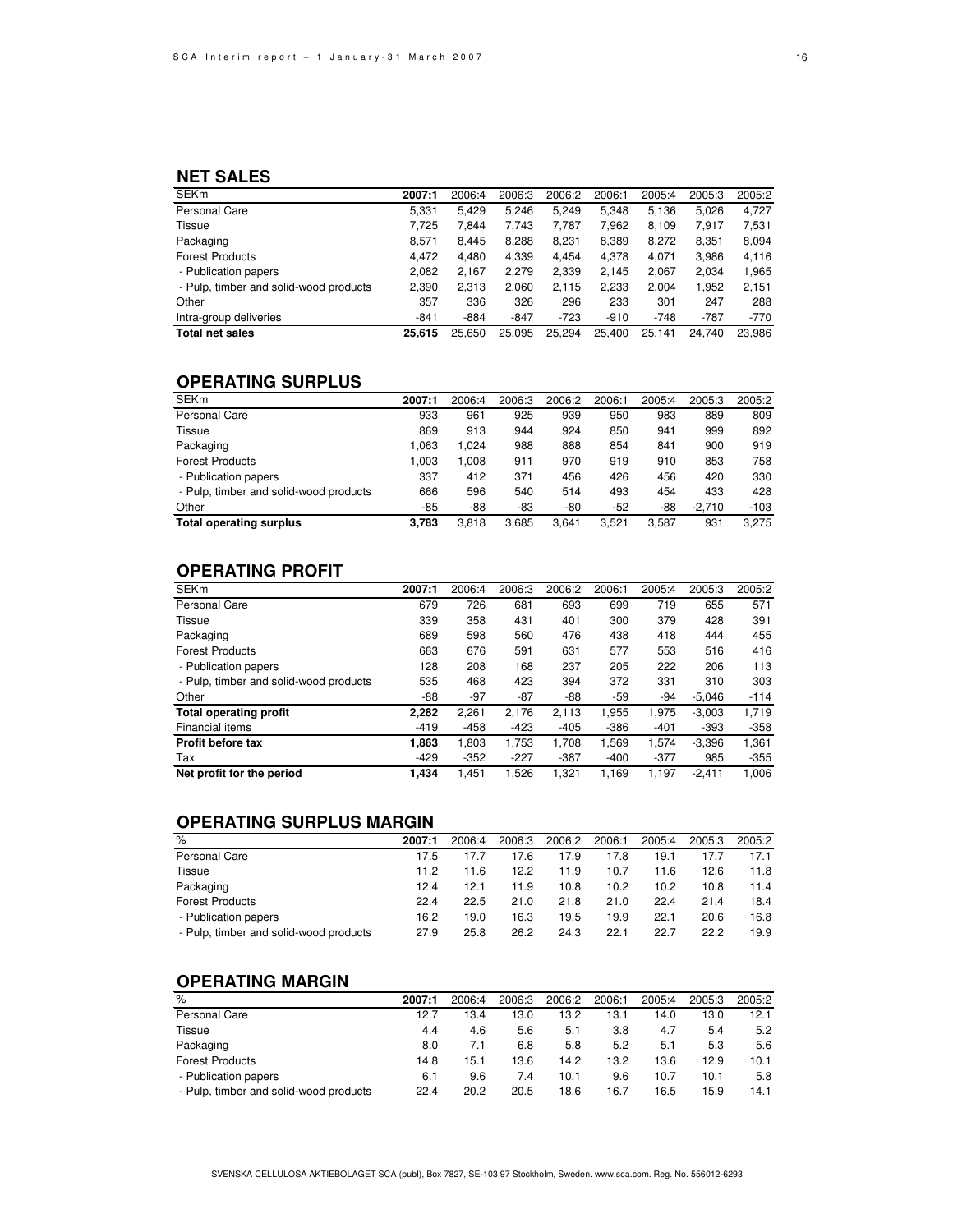## NET SALES

| SEKm | 2007:1 | 2006:4 | 2006:3 | 2006:2 | 2006:1 | 2005:4 | 2005:3 | 2005:2 |
|---|---|---|---|---|---|---|---|---|
| Personal Care | 5,331 | 5,429 | 5,246 | 5,249 | 5,348 | 5,136 | 5,026 | 4,727 |
| Tissue | 7,725 | 7,844 | 7,743 | 7,787 | 7,962 | 8,109 | 7,917 | 7,531 |
| Packaging | 8,571 | 8,445 | 8,288 | 8,231 | 8,389 | 8,272 | 8,351 | 8,094 |
| Forest Products | 4,472 | 4,480 | 4,339 | 4,454 | 4,378 | 4,071 | 3,986 | 4,116 |
| - Publication papers | 2,082 | 2,167 | 2,279 | 2,339 | 2,145 | 2,067 | 2,034 | 1,965 |
| - Pulp, timber and solid-wood products | 2,390 | 2,313 | 2,060 | 2,115 | 2,233 | 2,004 | 1,952 | 2,151 |
| Other | 357 | 336 | 326 | 296 | 233 | 301 | 247 | 288 |
| Intra-group deliveries | -841 | -884 | -847 | -723 | -910 | -748 | -787 | -770 |
| **Total net sales** | **25,615** | 25,650 | 25,095 | 25,294 | 25,400 | 25,141 | 24,740 | 23,986 |

## OPERATING SURPLUS

| SEKm | 2007:1 | 2006:4 | 2006:3 | 2006:2 | 2006:1 | 2005:4 | 2005:3 | 2005:2 |
|---|---|---|---|---|---|---|---|---|
| Personal Care | 933 | 961 | 925 | 939 | 950 | 983 | 889 | 809 |
| Tissue | 869 | 913 | 944 | 924 | 850 | 941 | 999 | 892 |
| Packaging | 1,063 | 1,024 | 988 | 888 | 854 | 841 | 900 | 919 |
| Forest Products | 1,003 | 1,008 | 911 | 970 | 919 | 910 | 853 | 758 |
| - Publication papers | 337 | 412 | 371 | 456 | 426 | 456 | 420 | 330 |
| - Pulp, timber and solid-wood products | 666 | 596 | 540 | 514 | 493 | 454 | 433 | 428 |
| Other | -85 | -88 | -83 | -80 | -52 | -88 | -2,710 | -103 |
| **Total operating surplus** | **3,783** | 3,818 | 3,685 | 3,641 | 3,521 | 3,587 | 931 | 3,275 |

## OPERATING PROFIT

| SEKm | 2007:1 | 2006:4 | 2006:3 | 2006:2 | 2006:1 | 2005:4 | 2005:3 | 2005:2 |
|---|---|---|---|---|---|---|---|---|
| Personal Care | 679 | 726 | 681 | 693 | 699 | 719 | 655 | 571 |
| Tissue | 339 | 358 | 431 | 401 | 300 | 379 | 428 | 391 |
| Packaging | 689 | 598 | 560 | 476 | 438 | 418 | 444 | 455 |
| Forest Products | 663 | 676 | 591 | 631 | 577 | 553 | 516 | 416 |
| - Publication papers | 128 | 208 | 168 | 237 | 205 | 222 | 206 | 113 |
| - Pulp, timber and solid-wood products | 535 | 468 | 423 | 394 | 372 | 331 | 310 | 303 |
| Other | -88 | -97 | -87 | -88 | -59 | -94 | -5,046 | -114 |
| **Total operating profit** | **2,282** | 2,261 | 2,176 | 2,113 | 1,955 | 1,975 | -3,003 | 1,719 |
| Financial items | -419 | -458 | -423 | -405 | -386 | -401 | -393 | -358 |
| **Profit before tax** | **1,863** | 1,803 | 1,753 | 1,708 | 1,569 | 1,574 | -3,396 | 1,361 |
| Tax | -429 | -352 | -227 | -387 | -400 | -377 | 985 | -355 |
| **Net profit for the period** | **1,434** | 1,451 | 1,526 | 1,321 | 1,169 | 1,197 | -2,411 | 1,006 |

## OPERATING SURPLUS MARGIN

| % | 2007:1 | 2006:4 | 2006:3 | 2006:2 | 2006:1 | 2005:4 | 2005:3 | 2005:2 |
|---|---|---|---|---|---|---|---|---|
| Personal Care | 17.5 | 17.7 | 17.6 | 17.9 | 17.8 | 19.1 | 17.7 | 17.1 |
| Tissue | 11.2 | 11.6 | 12.2 | 11.9 | 10.7 | 11.6 | 12.6 | 11.8 |
| Packaging | 12.4 | 12.1 | 11.9 | 10.8 | 10.2 | 10.2 | 10.8 | 11.4 |
| Forest Products | 22.4 | 22.5 | 21.0 | 21.8 | 21.0 | 22.4 | 21.4 | 18.4 |
| - Publication papers | 16.2 | 19.0 | 16.3 | 19.5 | 19.9 | 22.1 | 20.6 | 16.8 |
| - Pulp, timber and solid-wood products | 27.9 | 25.8 | 26.2 | 24.3 | 22.1 | 22.7 | 22.2 | 19.9 |

## OPERATING MARGIN

| % | 2007:1 | 2006:4 | 2006:3 | 2006:2 | 2006:1 | 2005:4 | 2005:3 | 2005:2 |
|---|---|---|---|---|---|---|---|---|
| Personal Care | 12.7 | 13.4 | 13.0 | 13.2 | 13.1 | 14.0 | 13.0 | 12.1 |
| Tissue | 4.4 | 4.6 | 5.6 | 5.1 | 3.8 | 4.7 | 5.4 | 5.2 |
| Packaging | 8.0 | 7.1 | 6.8 | 5.8 | 5.2 | 5.1 | 5.3 | 5.6 |
| Forest Products | 14.8 | 15.1 | 13.6 | 14.2 | 13.2 | 13.6 | 12.9 | 10.1 |
| - Publication papers | 6.1 | 9.6 | 7.4 | 10.1 | 9.6 | 10.7 | 10.1 | 5.8 |
| - Pulp, timber and solid-wood products | 22.4 | 20.2 | 20.5 | 18.6 | 16.7 | 16.5 | 15.9 | 14.1 |

SVENSKA CELLULOSA AKTIEBOLAGET SCA (publ), Box 7827, SE-103 97 Stockholm, Sweden. www.sca.com. Reg. No. 556012-6293